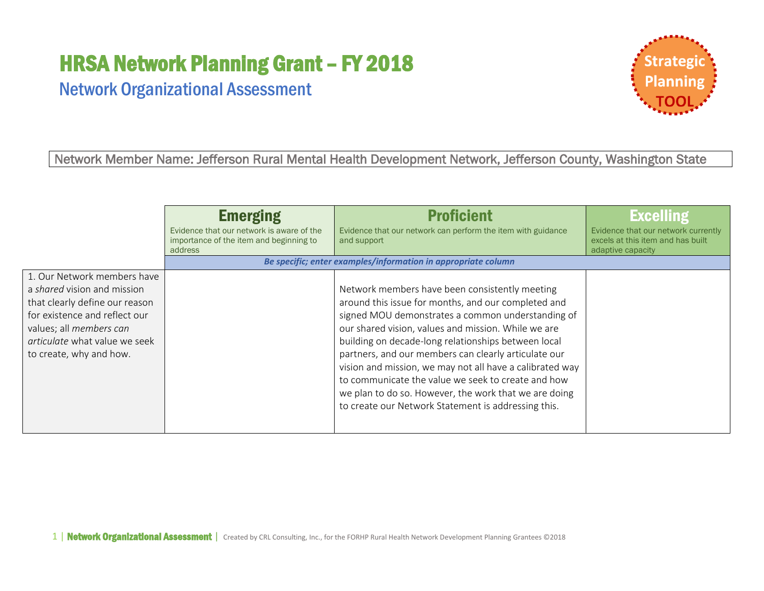# HRSA Network Planning Grant – FY 2018

## Network Organizational Assessment

Strategic Planning TOOL

Network Member Name: Jefferson Rural Mental Health Development Network, Jefferson County, Washington State

| | **Emerging**<br>Evidence that our network is aware of the importance of the item and beginning to address | **Proficient**<br>Evidence that our network can perform the item with guidance and support | **Excelling**<br>Evidence that our network currently excels at this item and has built adaptive capacity |
|---|---|---|---|
| | *Be specific; enter examples/information in appropriate column* | | |
| 1. Our Network members have a *shared* vision and mission that clearly define our reason for existence and reflect our values; all *members can articulate* what value we seek to create, why and how. | | Network members have been consistently meeting around this issue for months, and our completed and signed MOU demonstrates a common understanding of our shared vision, values and mission. While we are building on decade-long relationships between local partners, and our members can clearly articulate our vision and mission, we may not all have a calibrated way to communicate the value we seek to create and how we plan to do so. However, the work that we are doing to create our Network Statement is addressing this. | |

**Network Organizational Assessment** | Created by CRL Consulting, Inc., for the FORHP Rural Health Network Development Planning Grantees ©2018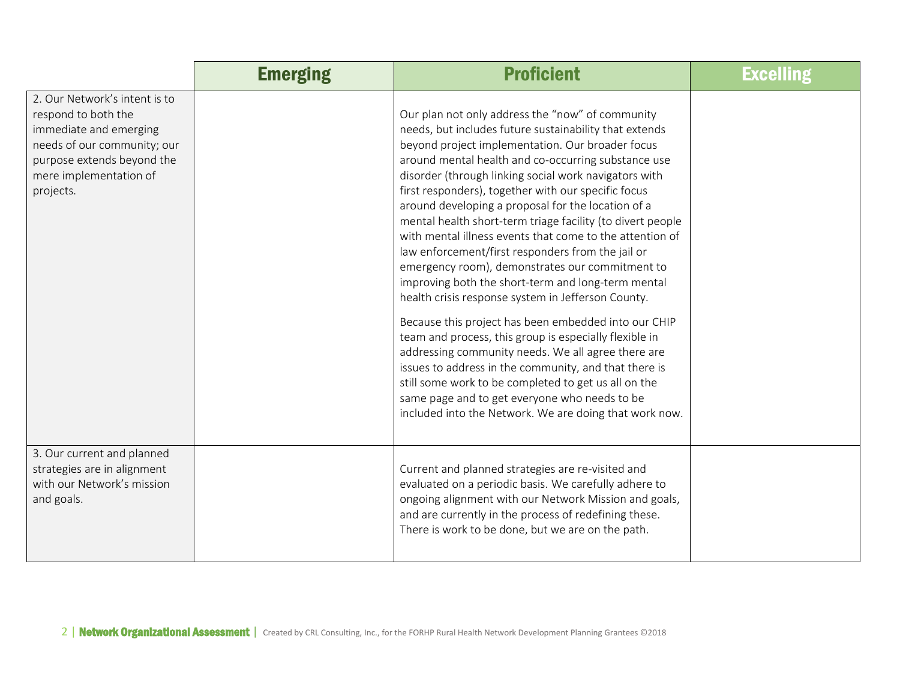| | Emerging | Proficient | Excelling |
|---|---|---|---|
| 2. Our Network's intent is to respond to both the immediate and emerging needs of our community; our purpose extends beyond the mere implementation of projects. | | Our plan not only address the "now" of community needs, but includes future sustainability that extends beyond project implementation. Our broader focus around mental health and co-occurring substance use disorder (through linking social work navigators with first responders), together with our specific focus around developing a proposal for the location of a mental health short-term triage facility (to divert people with mental illness events that come to the attention of law enforcement/first responders from the jail or emergency room), demonstrates our commitment to improving both the short-term and long-term mental health crisis response system in Jefferson County.<br><br>Because this project has been embedded into our CHIP team and process, this group is especially flexible in addressing community needs. We all agree there are issues to address in the community, and that there is still some work to be completed to get us all on the same page and to get everyone who needs to be included into the Network. We are doing that work now. | |
| 3. Our current and planned strategies are in alignment with our Network's mission and goals. | | Current and planned strategies are re-visited and evaluated on a periodic basis. We carefully adhere to ongoing alignment with our Network Mission and goals, and are currently in the process of redefining these. There is work to be done, but we are on the path. | |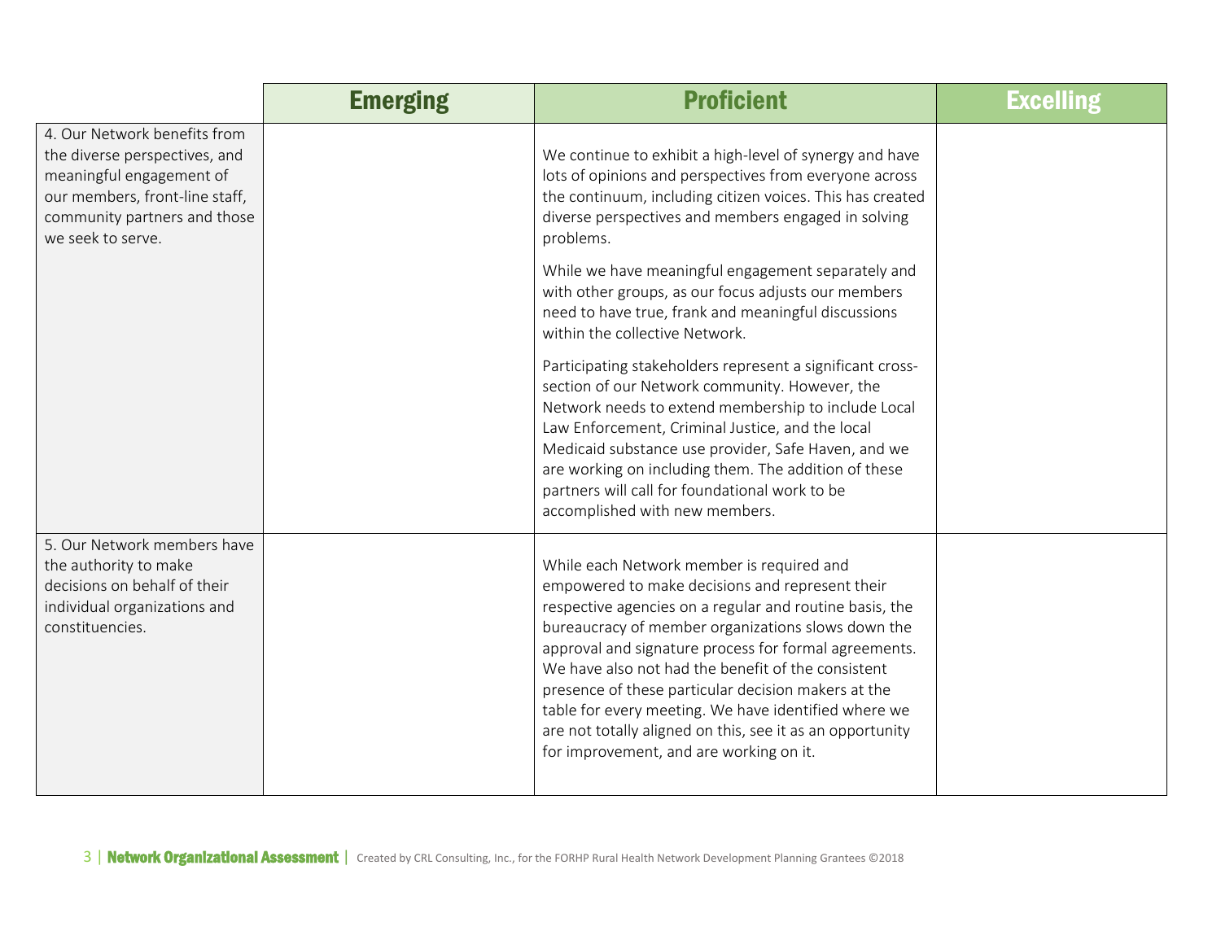| | Emerging | Proficient | Excelling |
|---|---|---|---|
| 4. Our Network benefits from the diverse perspectives, and meaningful engagement of our members, front-line staff, community partners and those we seek to serve. | | We continue to exhibit a high-level of synergy and have lots of opinions and perspectives from everyone across the continuum, including citizen voices. This has created diverse perspectives and members engaged in solving problems.<br><br>While we have meaningful engagement separately and with other groups, as our focus adjusts our members need to have true, frank and meaningful discussions within the collective Network.<br><br>Participating stakeholders represent a significant cross-section of our Network community. However, the Network needs to extend membership to include Local Law Enforcement, Criminal Justice, and the local Medicaid substance use provider, Safe Haven, and we are working on including them. The addition of these partners will call for foundational work to be accomplished with new members. | |
| 5. Our Network members have the authority to make decisions on behalf of their individual organizations and constituencies. | | While each Network member is required and empowered to make decisions and represent their respective agencies on a regular and routine basis, the bureaucracy of member organizations slows down the approval and signature process for formal agreements. We have also not had the benefit of the consistent presence of these particular decision makers at the table for every meeting. We have identified where we are not totally aligned on this, see it as an opportunity for improvement, and are working on it. | |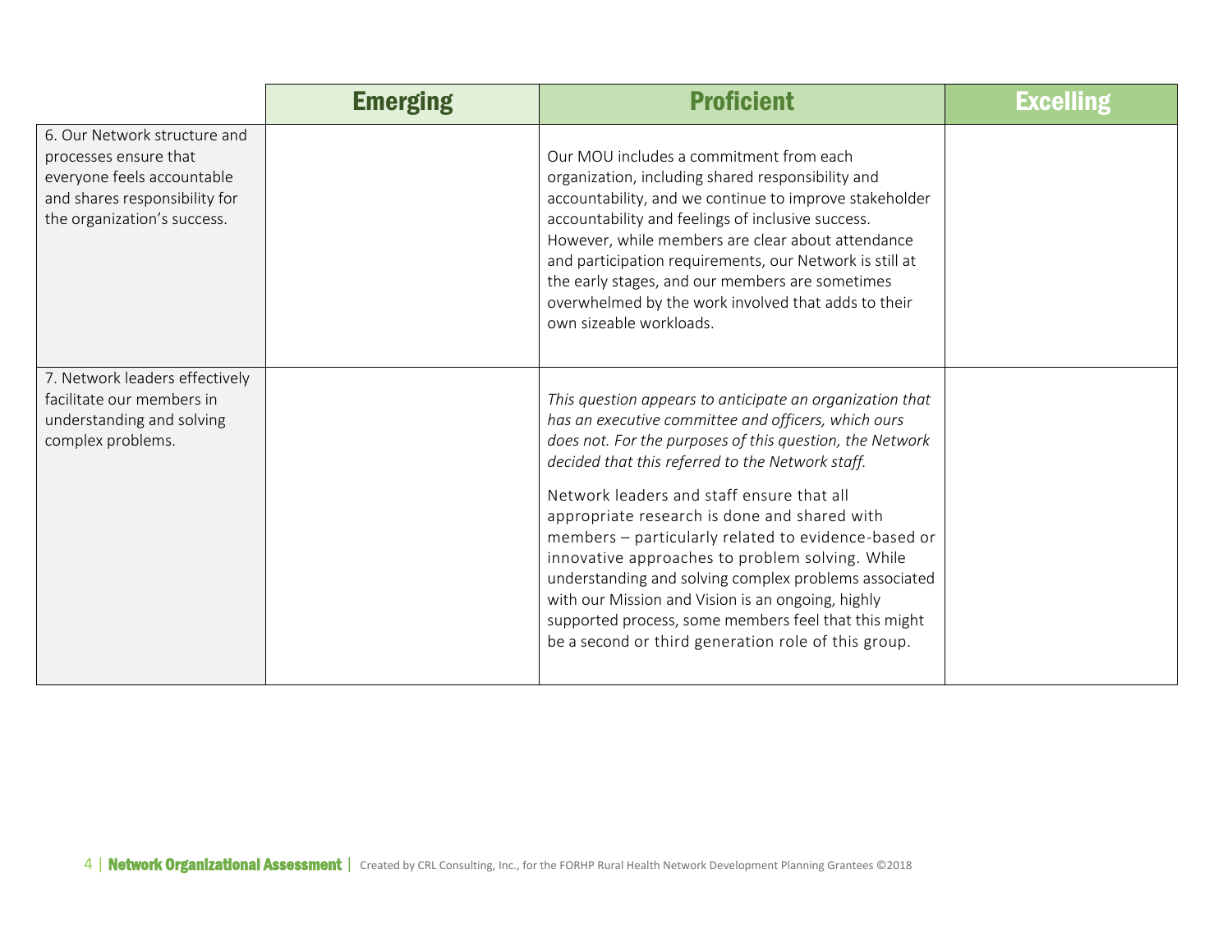| | Emerging | Proficient | Excelling |
|---|---|---|---|
| 6. Our Network structure and processes ensure that everyone feels accountable and shares responsibility for the organization's success. | | Our MOU includes a commitment from each organization, including shared responsibility and accountability, and we continue to improve stakeholder accountability and feelings of inclusive success. However, while members are clear about attendance and participation requirements, our Network is still at the early stages, and our members are sometimes overwhelmed by the work involved that adds to their own sizeable workloads. | |
| 7. Network leaders effectively facilitate our members in understanding and solving complex problems. | | *This question appears to anticipate an organization that has an executive committee and officers, which ours does not. For the purposes of this question, the Network decided that this referred to the Network staff.*<br><br>Network leaders and staff ensure that all appropriate research is done and shared with members – particularly related to evidence-based or innovative approaches to problem solving. While understanding and solving complex problems associated with our Mission and Vision is an ongoing, highly supported process, some members feel that this might be a second or third generation role of this group. | |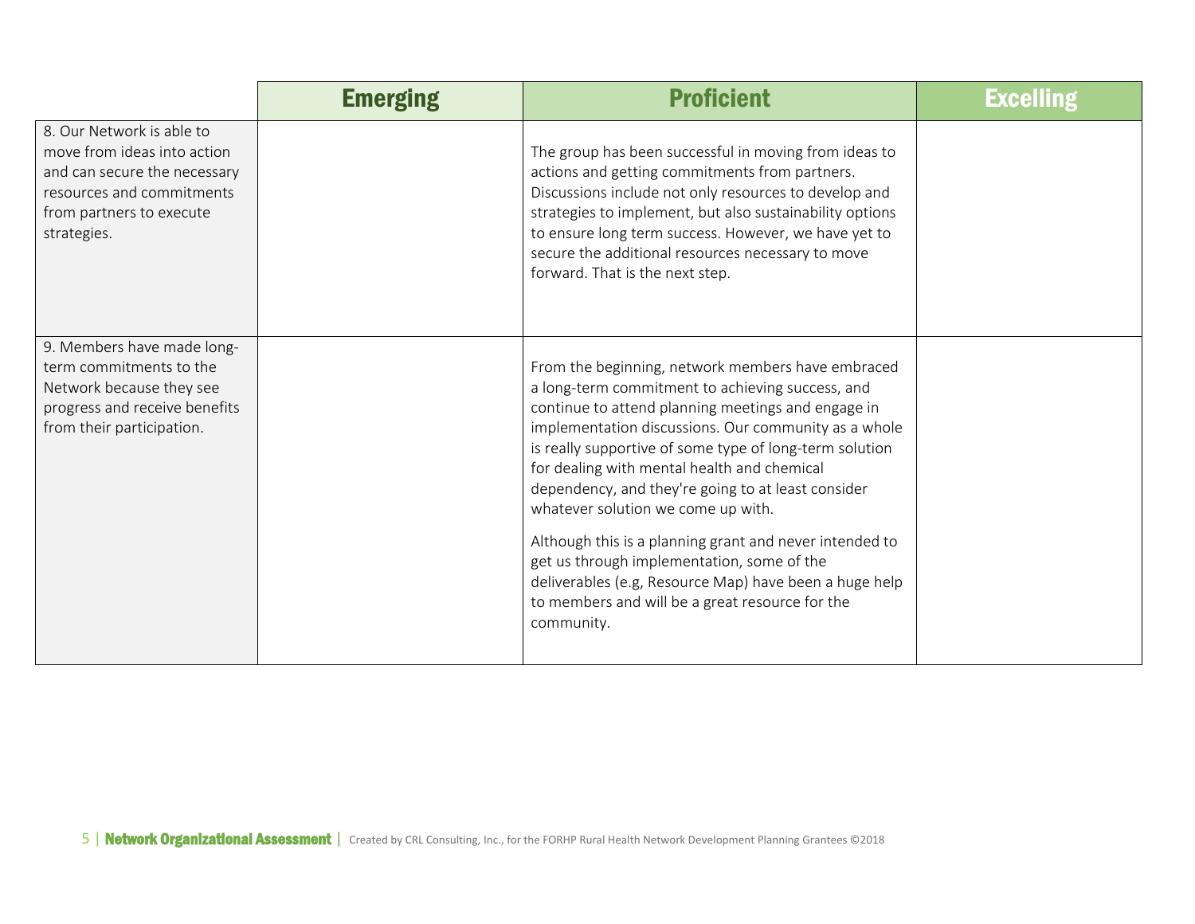| | Emerging | Proficient | Excelling |
|---|---|---|---|
| 8. Our Network is able to move from ideas into action and can secure the necessary resources and commitments from partners to execute strategies. | | The group has been successful in moving from ideas to actions and getting commitments from partners. Discussions include not only resources to develop and strategies to implement, but also sustainability options to ensure long term success. However, we have yet to secure the additional resources necessary to move forward. That is the next step. | |
| 9. Members have made long-term commitments to the Network because they see progress and receive benefits from their participation. | | From the beginning, network members have embraced a long-term commitment to achieving success, and continue to attend planning meetings and engage in implementation discussions. Our community as a whole is really supportive of some type of long-term solution for dealing with mental health and chemical dependency, and they're going to at least consider whatever solution we come up with.<br><br>Although this is a planning grant and never intended to get us through implementation, some of the deliverables (e.g, Resource Map) have been a huge help to members and will be a great resource for the community. | |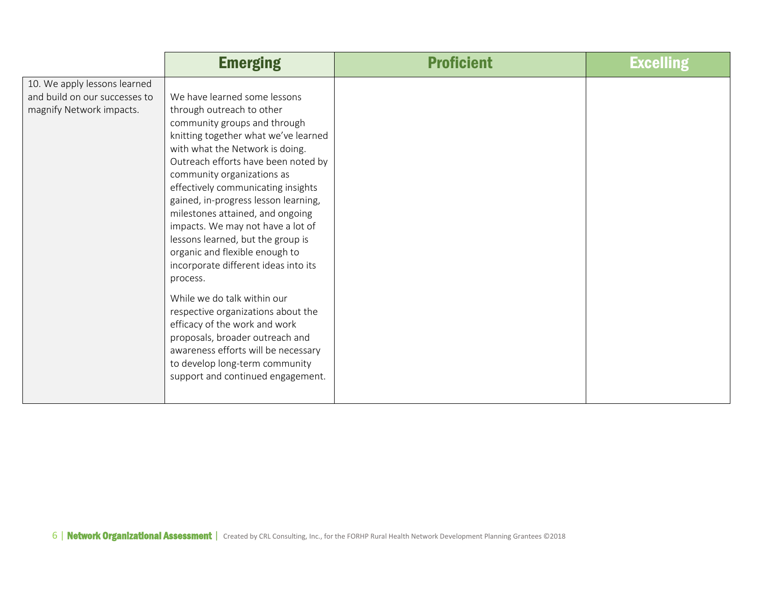| | Emerging | Proficient | Excelling |
|---|---|---|---|
| 10. We apply lessons learned and build on our successes to magnify Network impacts. | We have learned some lessons through outreach to other community groups and through knitting together what we've learned with what the Network is doing. Outreach efforts have been noted by community organizations as effectively communicating insights gained, in-progress lesson learning, milestones attained, and ongoing impacts. We may not have a lot of lessons learned, but the group is organic and flexible enough to incorporate different ideas into its process.<br><br>While we do talk within our respective organizations about the efficacy of the work and work proposals, broader outreach and awareness efforts will be necessary to develop long-term community support and continued engagement. | | |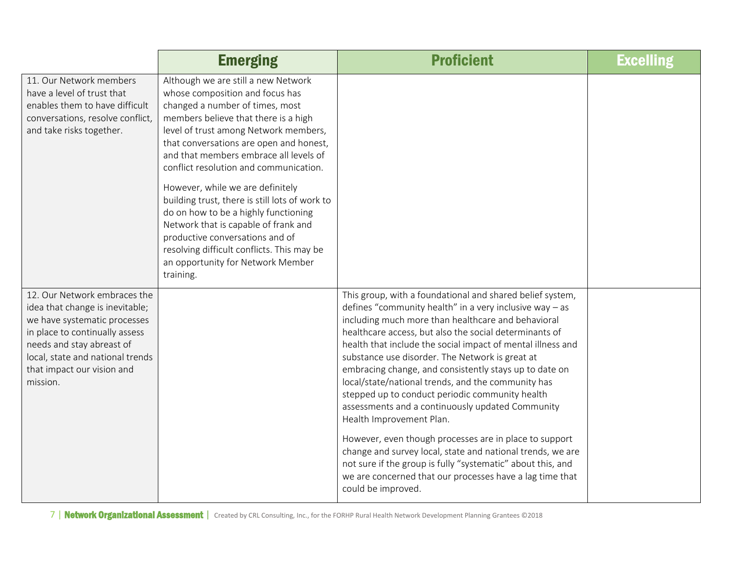| | Emerging | Proficient | Excelling |
|---|---|---|---|
| 11. Our Network members have a level of trust that enables them to have difficult conversations, resolve conflict, and take risks together. | Although we are still a new Network whose composition and focus has changed a number of times, most members believe that there is a high level of trust among Network members, that conversations are open and honest, and that members embrace all levels of conflict resolution and communication.<br><br>However, while we are definitely building trust, there is still lots of work to do on how to be a highly functioning Network that is capable of frank and productive conversations and of resolving difficult conflicts. This may be an opportunity for Network Member training. | | |
| 12. Our Network embraces the idea that change is inevitable; we have systematic processes in place to continually assess needs and stay abreast of local, state and national trends that impact our vision and mission. | | This group, with a foundational and shared belief system, defines "community health" in a very inclusive way – as including much more than healthcare and behavioral healthcare access, but also the social determinants of health that include the social impact of mental illness and substance use disorder. The Network is great at embracing change, and consistently stays up to date on local/state/national trends, and the community has stepped up to conduct periodic community health assessments and a continuously updated Community Health Improvement Plan.<br><br>However, even though processes are in place to support change and survey local, state and national trends, we are not sure if the group is fully "systematic" about this, and we are concerned that our processes have a lag time that could be improved. | |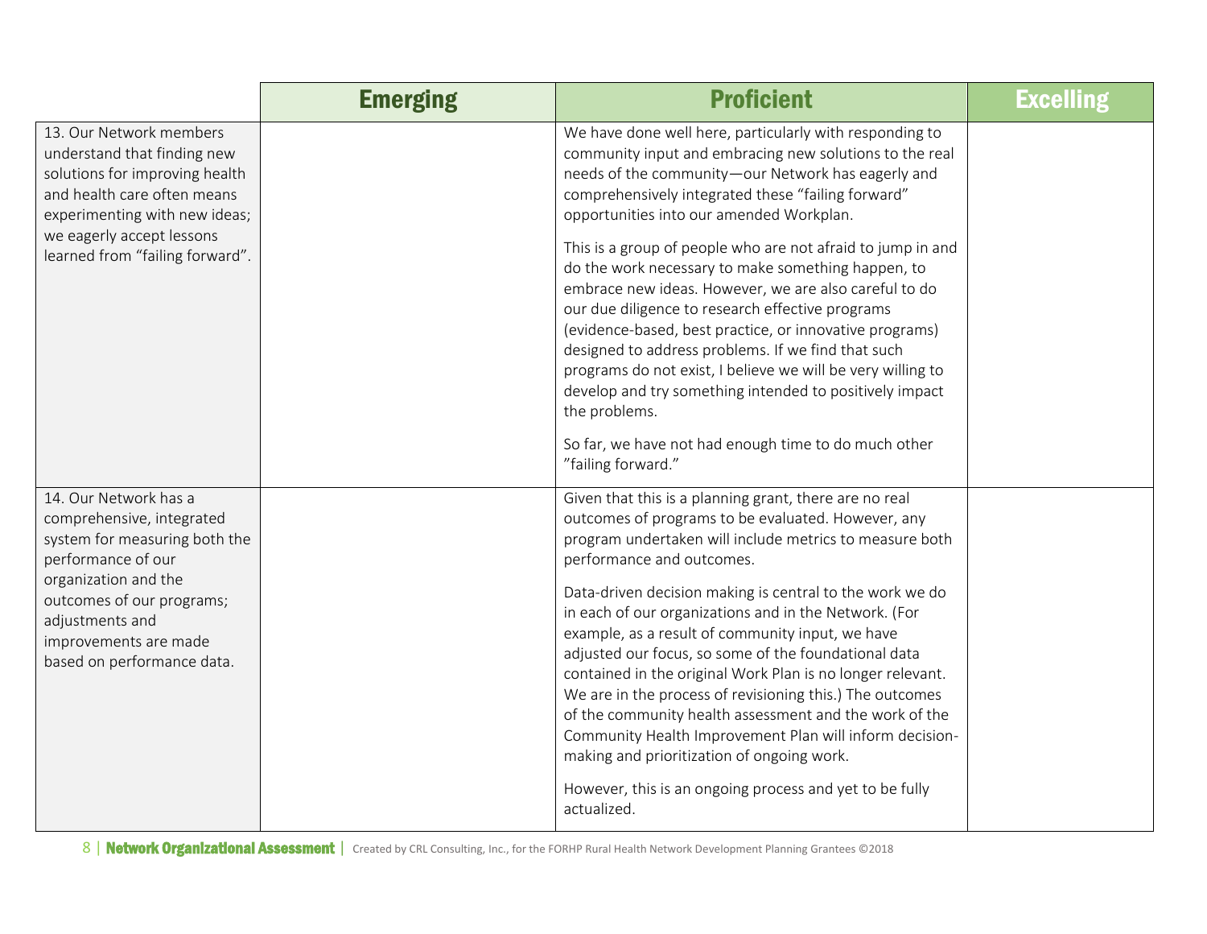| | Emerging | Proficient | Excelling |
|---|---|---|---|
| 13. Our Network members understand that finding new solutions for improving health and health care often means experimenting with new ideas; we eagerly accept lessons learned from "failing forward". | | We have done well here, particularly with responding to community input and embracing new solutions to the real needs of the community—our Network has eagerly and comprehensively integrated these "failing forward" opportunities into our amended Workplan.<br><br>This is a group of people who are not afraid to jump in and do the work necessary to make something happen, to embrace new ideas. However, we are also careful to do our due diligence to research effective programs (evidence-based, best practice, or innovative programs) designed to address problems. If we find that such programs do not exist, I believe we will be very willing to develop and try something intended to positively impact the problems.<br><br>So far, we have not had enough time to do much other "failing forward." | |
| 14. Our Network has a comprehensive, integrated system for measuring both the performance of our organization and the outcomes of our programs; adjustments and improvements are made based on performance data. | | Given that this is a planning grant, there are no real outcomes of programs to be evaluated. However, any program undertaken will include metrics to measure both performance and outcomes.<br><br>Data-driven decision making is central to the work we do in each of our organizations and in the Network. (For example, as a result of community input, we have adjusted our focus, so some of the foundational data contained in the original Work Plan is no longer relevant. We are in the process of revisioning this.) The outcomes of the community health assessment and the work of the Community Health Improvement Plan will inform decision-making and prioritization of ongoing work.<br><br>However, this is an ongoing process and yet to be fully actualized. | |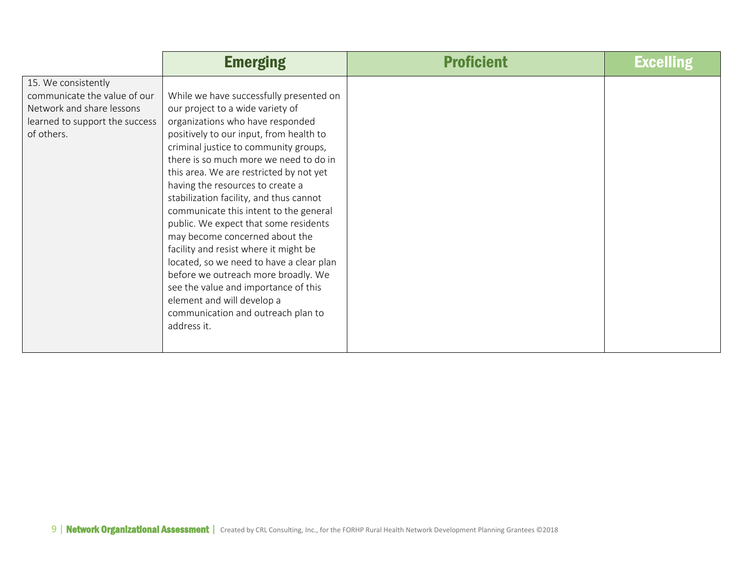| | Emerging | Proficient | Excelling |
|---|---|---|---|
| 15. We consistently communicate the value of our Network and share lessons learned to support the success of others. | While we have successfully presented on our project to a wide variety of organizations who have responded positively to our input, from health to criminal justice to community groups, there is so much more we need to do in this area. We are restricted by not yet having the resources to create a stabilization facility, and thus cannot communicate this intent to the general public. We expect that some residents may become concerned about the facility and resist where it might be located, so we need to have a clear plan before we outreach more broadly. We see the value and importance of this element and will develop a communication and outreach plan to address it. | | |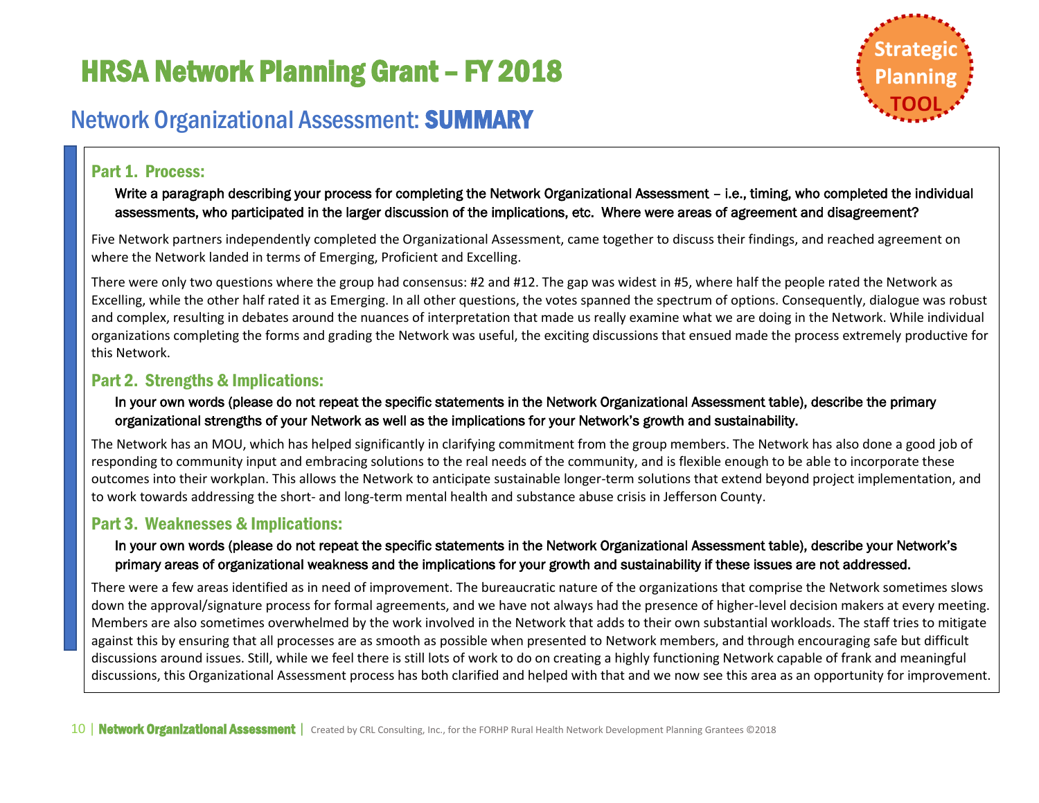# HRSA Network Planning Grant – FY 2018

Strategic Planning TOOL

## Network Organizational Assessment: SUMMARY

### Part 1. Process:

**Write a paragraph describing your process for completing the Network Organizational Assessment – i.e., timing, who completed the individual assessments, who participated in the larger discussion of the implications, etc. Where were areas of agreement and disagreement?**

Five Network partners independently completed the Organizational Assessment, came together to discuss their findings, and reached agreement on where the Network landed in terms of Emerging, Proficient and Excelling.

There were only two questions where the group had consensus: #2 and #12. The gap was widest in #5, where half the people rated the Network as Excelling, while the other half rated it as Emerging. In all other questions, the votes spanned the spectrum of options. Consequently, dialogue was robust and complex, resulting in debates around the nuances of interpretation that made us really examine what we are doing in the Network. While individual organizations completing the forms and grading the Network was useful, the exciting discussions that ensued made the process extremely productive for this Network.

### Part 2. Strengths & Implications:

**In your own words (please do not repeat the specific statements in the Network Organizational Assessment table), describe the primary organizational strengths of your Network as well as the implications for your Network's growth and sustainability.**

The Network has an MOU, which has helped significantly in clarifying commitment from the group members. The Network has also done a good job of responding to community input and embracing solutions to the real needs of the community, and is flexible enough to be able to incorporate these outcomes into their workplan. This allows the Network to anticipate sustainable longer-term solutions that extend beyond project implementation, and to work towards addressing the short- and long-term mental health and substance abuse crisis in Jefferson County.

### Part 3. Weaknesses & Implications:

**In your own words (please do not repeat the specific statements in the Network Organizational Assessment table), describe your Network's primary areas of organizational weakness and the implications for your growth and sustainability if these issues are not addressed.**

There were a few areas identified as in need of improvement. The bureaucratic nature of the organizations that comprise the Network sometimes slows down the approval/signature process for formal agreements, and we have not always had the presence of higher-level decision makers at every meeting. Members are also sometimes overwhelmed by the work involved in the Network that adds to their own substantial workloads. The staff tries to mitigate against this by ensuring that all processes are as smooth as possible when presented to Network members, and through encouraging safe but difficult discussions around issues. Still, while we feel there is still lots of work to do on creating a highly functioning Network capable of frank and meaningful discussions, this Organizational Assessment process has both clarified and helped with that and we now see this area as an opportunity for improvement.